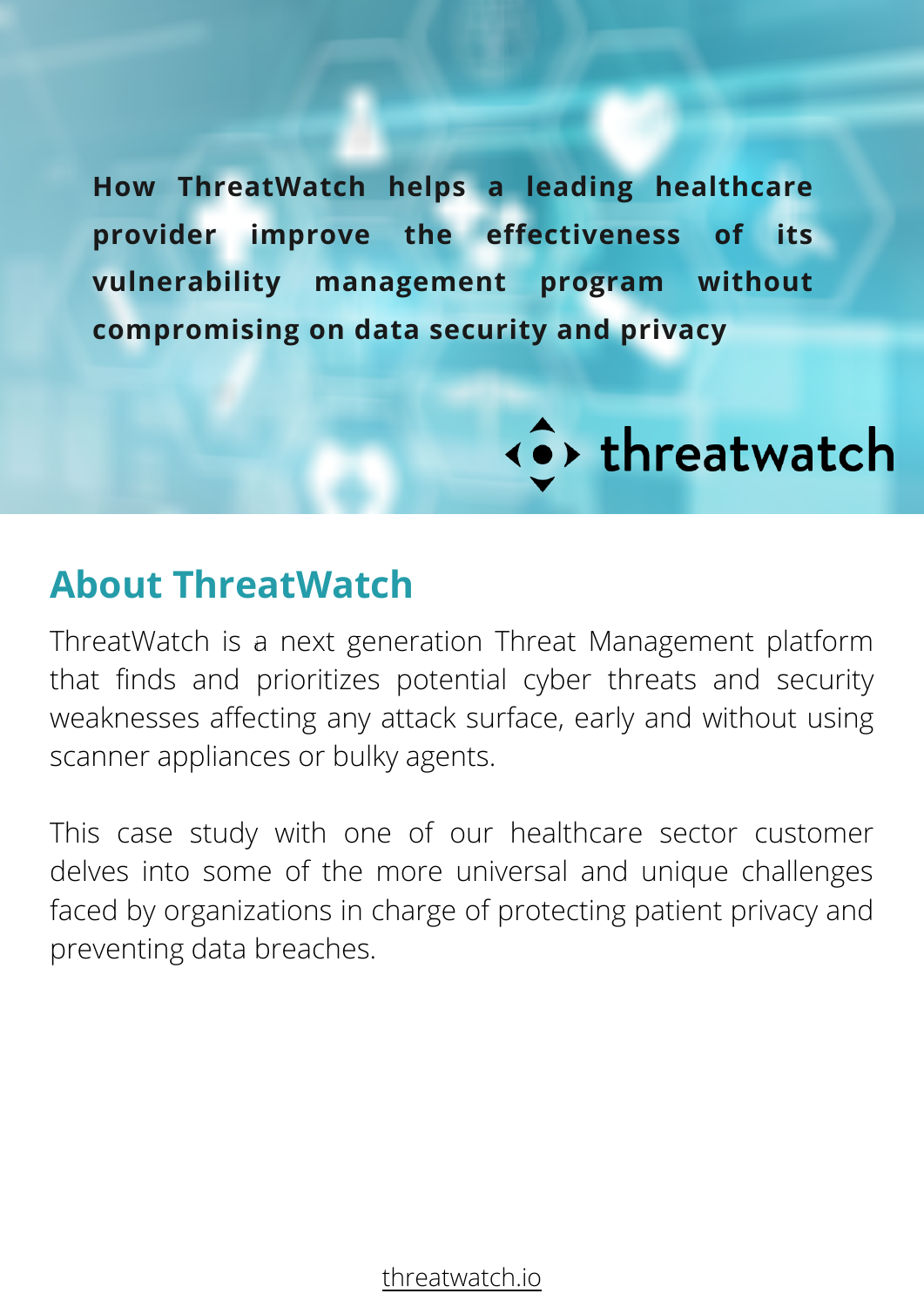**How ThreatWatch helps a leading healthcare provider improve the effectiveness of its vulnerability management program without compromising on data security and privacy**

threatwatch

## About ThreatWatch

ThreatWatch is a next generation Threat Management platform that finds and prioritizes potential cyber threats and security weaknesses affecting any attack surface, early and without using scanner appliances or bulky agents.

This case study with one of our healthcare sector customer delves into some of the more universal and unique challenges faced by organizations in charge of protecting patient privacy and preventing data breaches.

threatwatch.io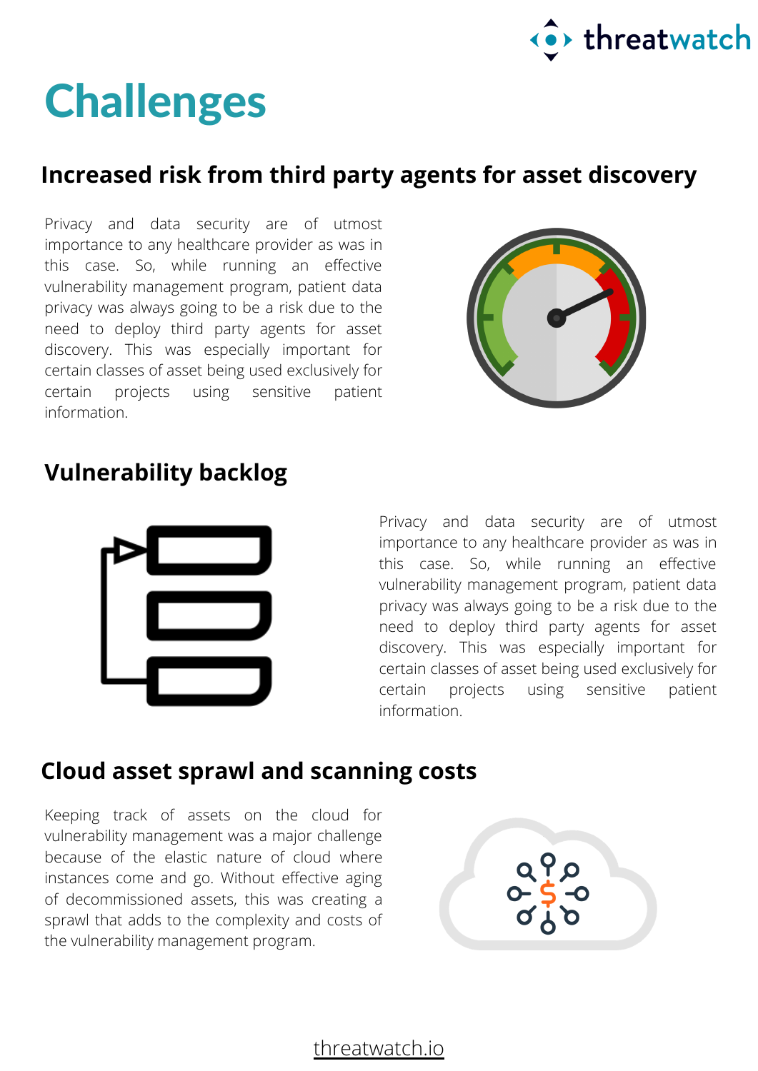# Challenges

## Increased risk from third party agents for asset discovery

Privacy and data security are of utmost importance to any healthcare provider as was in this case. So, while running an effective vulnerability management program, patient data privacy was always going to be a risk due to the need to deploy third party agents for asset discovery. This was especially important for certain classes of asset being used exclusively for certain projects using sensitive patient information.

## Vulnerability backlog

Privacy and data security are of utmost importance to any healthcare provider as was in this case. So, while running an effective vulnerability management program, patient data privacy was always going to be a risk due to the need to deploy third party agents for asset discovery. This was especially important for certain classes of asset being used exclusively for certain projects using sensitive patient information.

## Cloud asset sprawl and scanning costs

Keeping track of assets on the cloud for vulnerability management was a major challenge because of the elastic nature of cloud where instances come and go. Without effective aging of decommissioned assets, this was creating a sprawl that adds to the complexity and costs of the vulnerability management program.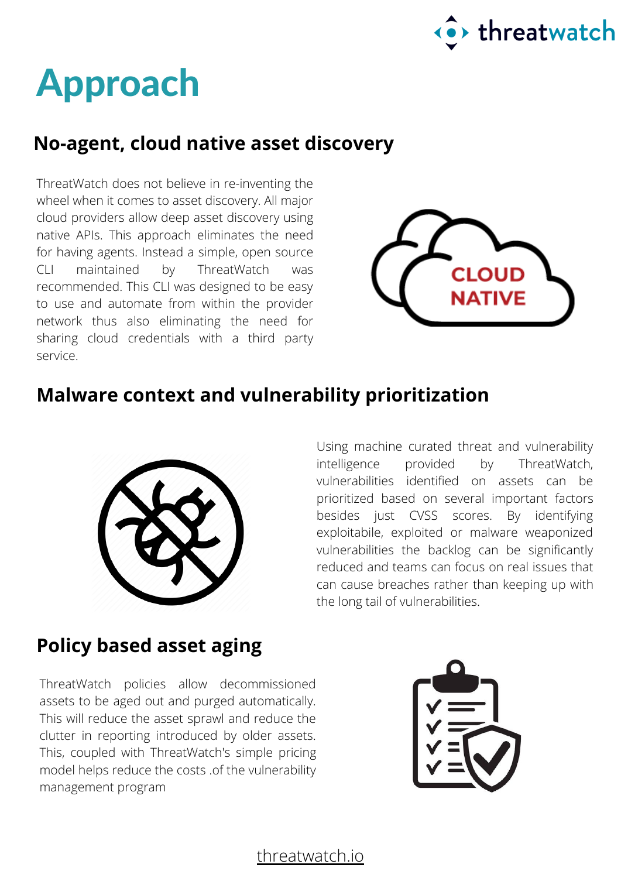# Approach

## No-agent, cloud native asset discovery

ThreatWatch does not believe in re-inventing the wheel when it comes to asset discovery. All major cloud providers allow deep asset discovery using native APIs. This approach eliminates the need for having agents. Instead a simple, open source CLI maintained by ThreatWatch was recommended. This CLI was designed to be easy to use and automate from within the provider network thus also eliminating the need for sharing cloud credentials with a third party service.

## Malware context and vulnerability prioritization

Using machine curated threat and vulnerability intelligence provided by ThreatWatch, vulnerabilities identified on assets can be prioritized based on several important factors besides just CVSS scores. By identifying exploitabile, exploited or malware weaponized vulnerabilities the backlog can be significantly reduced and teams can focus on real issues that can cause breaches rather than keeping up with the long tail of vulnerabilities.

## Policy based asset aging

ThreatWatch policies allow decommissioned assets to be aged out and purged automatically. This will reduce the asset sprawl and reduce the clutter in reporting introduced by older assets. This, coupled with ThreatWatch's simple pricing model helps reduce the costs .of the vulnerability management program

threatwatch.io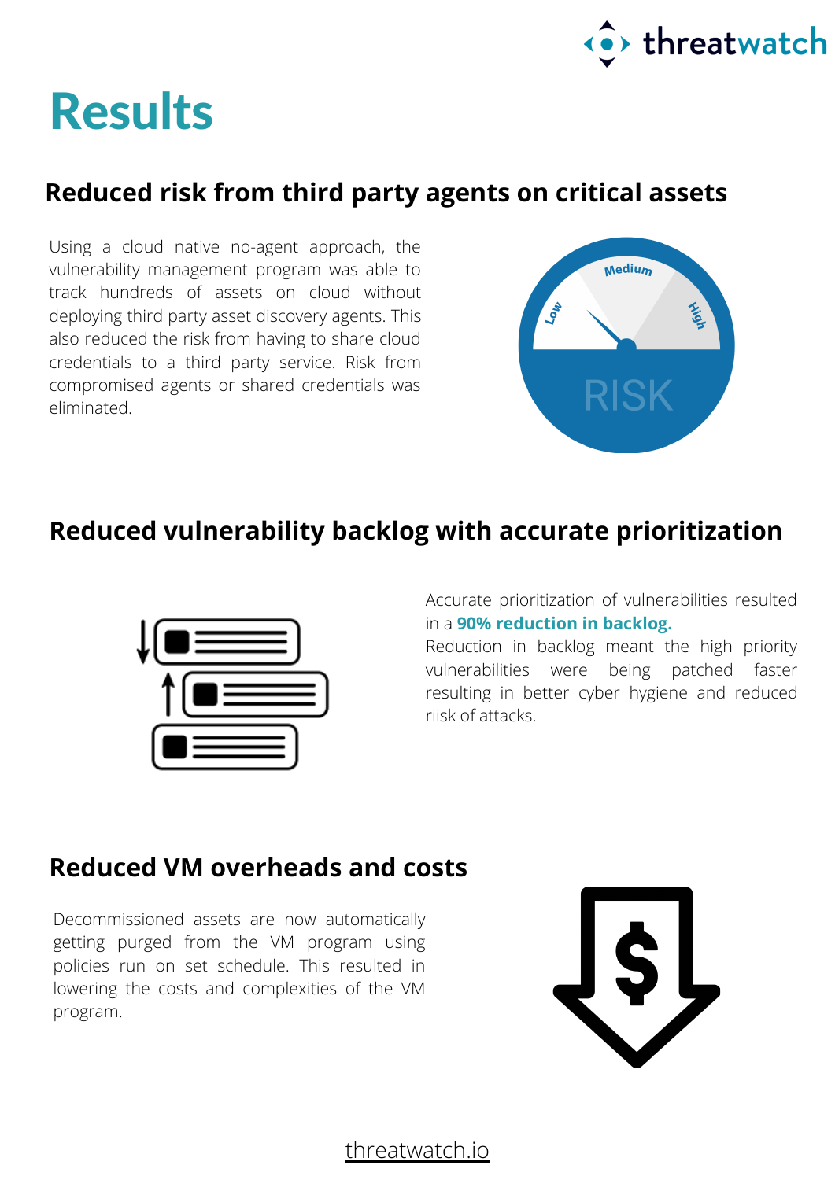# Results

## Reduced risk from third party agents on critical assets

Using a cloud native no-agent approach, the vulnerability management program was able to track hundreds of assets on cloud without deploying third party asset discovery agents. This also reduced the risk from having to share cloud credentials to a third party service. Risk from compromised agents or shared credentials was eliminated.

## Reduced vulnerability backlog with accurate prioritization

Accurate prioritization of vulnerabilities resulted in a **90% reduction in backlog.**
Reduction in backlog meant the high priority vulnerabilities were being patched faster resulting in better cyber hygiene and reduced riisk of attacks.

## Reduced VM overheads and costs

Decommissioned assets are now automatically getting purged from the VM program using policies run on set schedule. This resulted in lowering the costs and complexities of the VM program.

threatwatch.io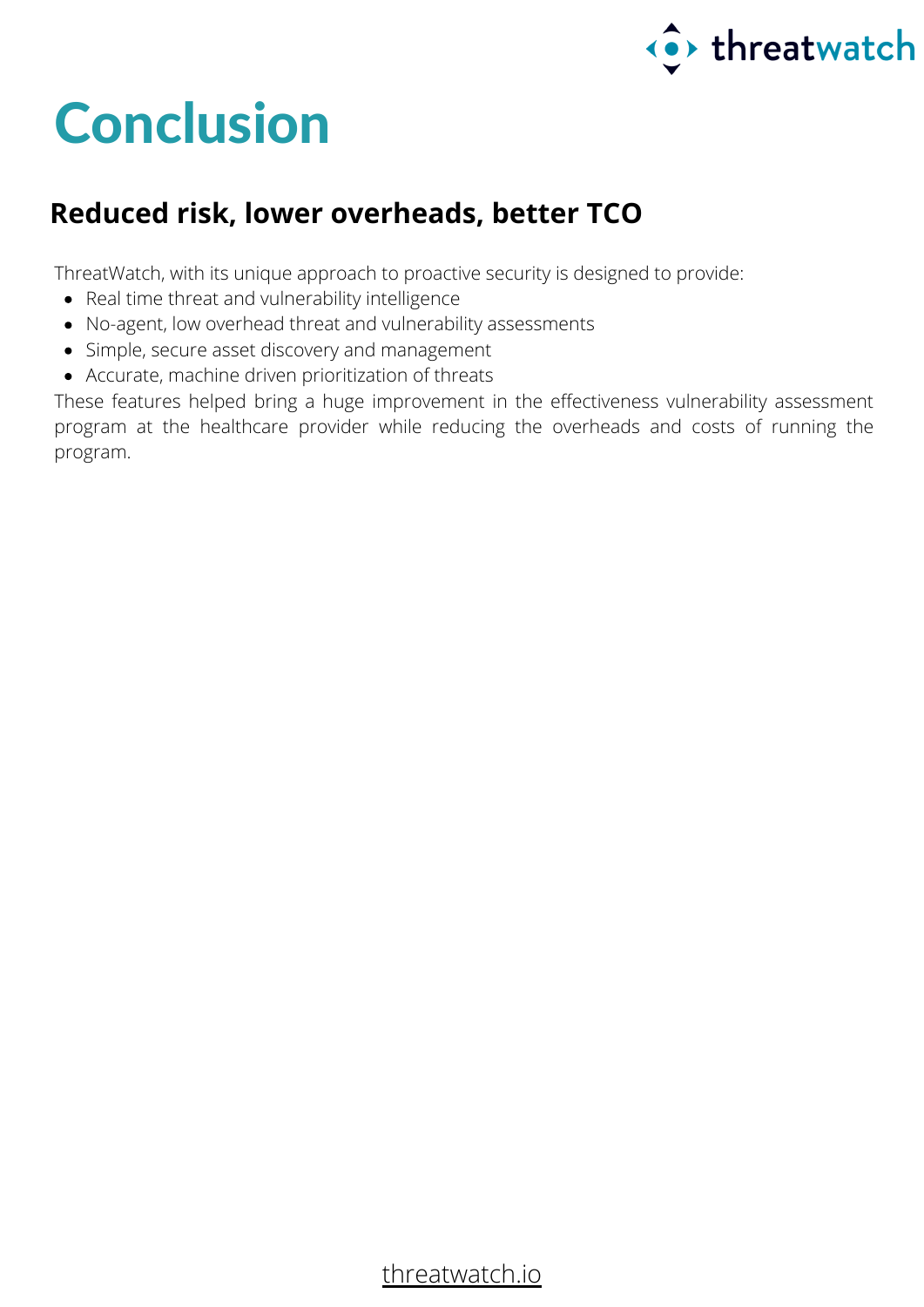# Conclusion

## Reduced risk, lower overheads, better TCO

ThreatWatch, with its unique approach to proactive security is designed to provide:

- Real time threat and vulnerability intelligence
- No-agent, low overhead threat and vulnerability assessments
- Simple, secure asset discovery and management
- Accurate, machine driven prioritization of threats

These features helped bring a huge improvement in the effectiveness vulnerability assessment program at the healthcare provider while reducing the overheads and costs of running the program.